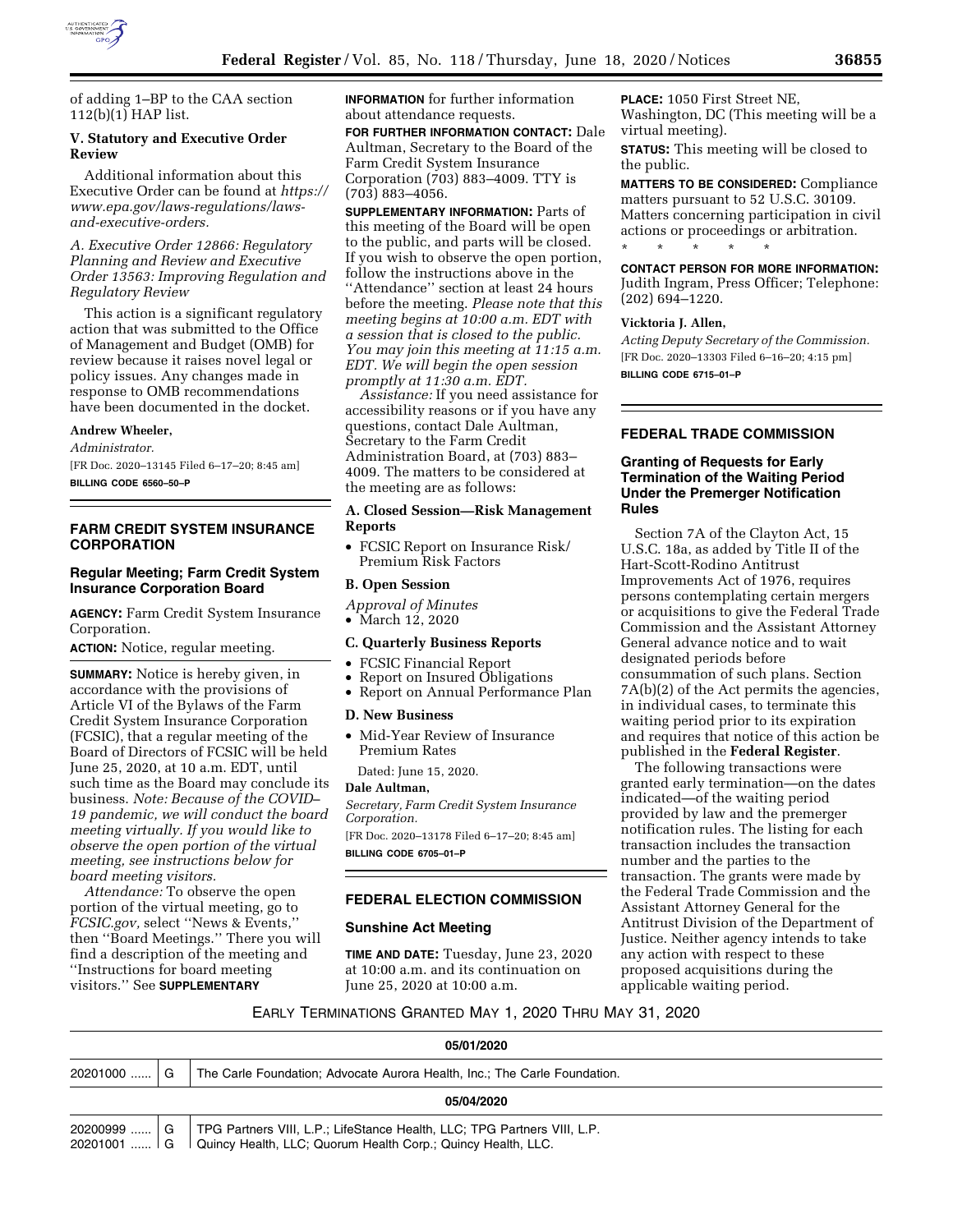of adding 1–BP to the CAA section 112(b)(1) HAP list.

### V. Statutory and Executive Order Review

Additional information about this Executive Order can be found at *https://www.epa.gov/laws-regulations/laws-and-executive-orders.*

*A. Executive Order 12866: Regulatory Planning and Review and Executive Order 13563: Improving Regulation and Regulatory Review*

This action is a significant regulatory action that was submitted to the Office of Management and Budget (OMB) for review because it raises novel legal or policy issues. Any changes made in response to OMB recommendations have been documented in the docket.

**Andrew Wheeler,**

*Administrator.*

[FR Doc. 2020–13145 Filed 6–17–20; 8:45 am]

**BILLING CODE 6560–50–P**

## FARM CREDIT SYSTEM INSURANCE CORPORATION

### Regular Meeting; Farm Credit System Insurance Corporation Board

**AGENCY:** Farm Credit System Insurance Corporation.

**ACTION:** Notice, regular meeting.

**SUMMARY:** Notice is hereby given, in accordance with the provisions of Article VI of the Bylaws of the Farm Credit System Insurance Corporation (FCSIC), that a regular meeting of the Board of Directors of FCSIC will be held June 25, 2020, at 10 a.m. EDT, until such time as the Board may conclude its business. *Note: Because of the COVID–19 pandemic, we will conduct the board meeting virtually. If you would like to observe the open portion of the virtual meeting, see instructions below for board meeting visitors.*

*Attendance:* To observe the open portion of the virtual meeting, go to *FCSIC.gov,* select ''News & Events,'' then ''Board Meetings.'' There you will find a description of the meeting and ''Instructions for board meeting visitors.'' See **SUPPLEMENTARY INFORMATION** for further information about attendance requests.

**FOR FURTHER INFORMATION CONTACT:** Dale Aultman, Secretary to the Board of the Farm Credit System Insurance Corporation (703) 883–4009. TTY is (703) 883–4056.

**SUPPLEMENTARY INFORMATION:** Parts of this meeting of the Board will be open to the public, and parts will be closed. If you wish to observe the open portion, follow the instructions above in the ''Attendance'' section at least 24 hours before the meeting. *Please note that this meeting begins at 10:00 a.m. EDT with a session that is closed to the public. You may join this meeting at 11:15 a.m. EDT. We will begin the open session promptly at 11:30 a.m. EDT.*

*Assistance:* If you need assistance for accessibility reasons or if you have any questions, contact Dale Aultman, Secretary to the Farm Credit Administration Board, at (703) 883–4009. The matters to be considered at the meeting are as follows:

#### A. Closed Session—Risk Management Reports

- FCSIC Report on Insurance Risk/Premium Risk Factors

#### B. Open Session

*Approval of Minutes*

- March 12, 2020

#### C. Quarterly Business Reports

- FCSIC Financial Report
- Report on Insured Obligations
- Report on Annual Performance Plan

#### D. New Business

- Mid-Year Review of Insurance Premium Rates

Dated: June 15, 2020.

**Dale Aultman,**

*Secretary, Farm Credit System Insurance Corporation.*

[FR Doc. 2020–13178 Filed 6–17–20; 8:45 am]

**BILLING CODE 6705–01–P**

## FEDERAL ELECTION COMMISSION

### Sunshine Act Meeting

**TIME AND DATE:** Tuesday, June 23, 2020 at 10:00 a.m. and its continuation on June 25, 2020 at 10:00 a.m.

**PLACE:** 1050 First Street NE, Washington, DC (This meeting will be a virtual meeting).

**STATUS:** This meeting will be closed to the public.

**MATTERS TO BE CONSIDERED:** Compliance matters pursuant to 52 U.S.C. 30109. Matters concerning participation in civil actions or proceedings or arbitration.

\* \* \* \* \*

**CONTACT PERSON FOR MORE INFORMATION:** Judith Ingram, Press Officer; Telephone: (202) 694–1220.

**Vicktoria J. Allen,**

*Acting Deputy Secretary of the Commission.*

[FR Doc. 2020–13303 Filed 6–16–20; 4:15 pm]

**BILLING CODE 6715–01–P**

## FEDERAL TRADE COMMISSION

### Granting of Requests for Early Termination of the Waiting Period Under the Premerger Notification Rules

Section 7A of the Clayton Act, 15 U.S.C. 18a, as added by Title II of the Hart-Scott-Rodino Antitrust Improvements Act of 1976, requires persons contemplating certain mergers or acquisitions to give the Federal Trade Commission and the Assistant Attorney General advance notice and to wait designated periods before consummation of such plans. Section 7A(b)(2) of the Act permits the agencies, in individual cases, to terminate this waiting period prior to its expiration and requires that notice of this action be published in the **Federal Register**.

The following transactions were granted early termination—on the dates indicated—of the waiting period provided by law and the premerger notification rules. The listing for each transaction includes the transaction number and the parties to the transaction. The grants were made by the Federal Trade Commission and the Assistant Attorney General for the Antitrust Division of the Department of Justice. Neither agency intends to take any action with respect to these proposed acquisitions during the applicable waiting period.

EARLY TERMINATIONS GRANTED MAY 1, 2020 THRU MAY 31, 2020

| | | |
|---|---|---|
| **05/01/2020** | | |
| 20201000 ...... | G | The Carle Foundation; Advocate Aurora Health, Inc.; The Carle Foundation. |
| **05/04/2020** | | |
| 20200999 ...... | G | TPG Partners VIII, L.P.; LifeStance Health, LLC; TPG Partners VIII, L.P. |
| 20201001 ...... | G | Quincy Health, LLC; Quorum Health Corp.; Quincy Health, LLC. |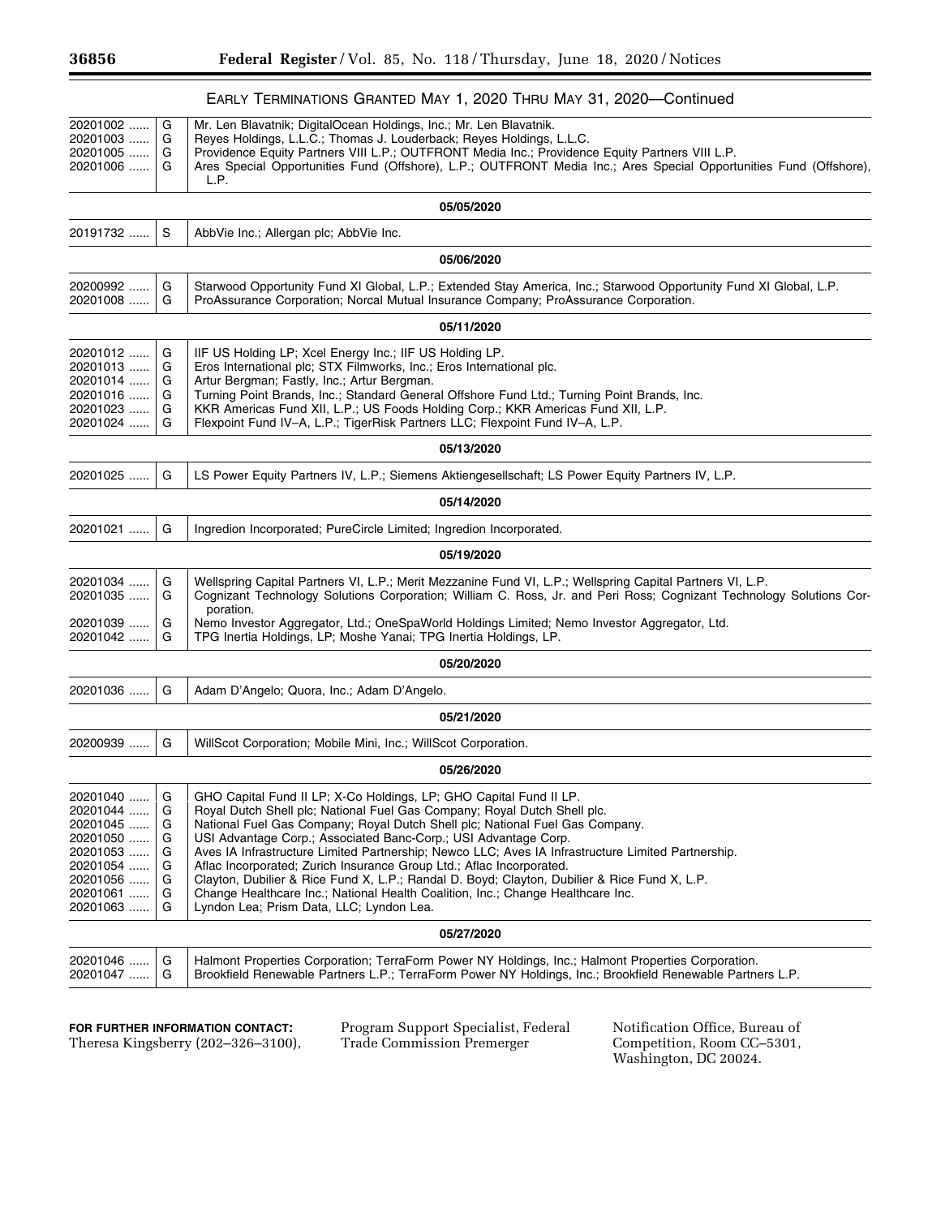EARLY TERMINATIONS GRANTED MAY 1, 2020 THRU MAY 31, 2020—Continued

| | | |
|---|---|---|
| 20201002 ...... | G | Mr. Len Blavatnik; DigitalOcean Holdings, Inc.; Mr. Len Blavatnik. |
| 20201003 ...... | G | Reyes Holdings, L.L.C.; Thomas J. Louderback; Reyes Holdings, L.L.C. |
| 20201005 ...... | G | Providence Equity Partners VIII L.P.; OUTFRONT Media Inc.; Providence Equity Partners VIII L.P. |
| 20201006 ...... | G | Ares Special Opportunities Fund (Offshore), L.P.; OUTFRONT Media Inc.; Ares Special Opportunities Fund (Offshore), L.P. |
| | | **05/05/2020** |
| 20191732 ...... | S | AbbVie Inc.; Allergan plc; AbbVie Inc. |
| | | **05/06/2020** |
| 20200992 ...... | G | Starwood Opportunity Fund XI Global, L.P.; Extended Stay America, Inc.; Starwood Opportunity Fund XI Global, L.P. |
| 20201008 ...... | G | ProAssurance Corporation; Norcal Mutual Insurance Company; ProAssurance Corporation. |
| | | **05/11/2020** |
| 20201012 ...... | G | IIF US Holding LP; Xcel Energy Inc.; IIF US Holding LP. |
| 20201013 ...... | G | Eros International plc; STX Filmworks, Inc.; Eros International plc. |
| 20201014 ...... | G | Artur Bergman; Fastly, Inc.; Artur Bergman. |
| 20201016 ...... | G | Turning Point Brands, Inc.; Standard General Offshore Fund Ltd.; Turning Point Brands, Inc. |
| 20201023 ...... | G | KKR Americas Fund XII, L.P.; US Foods Holding Corp.; KKR Americas Fund XII, L.P. |
| 20201024 ...... | G | Flexpoint Fund IV–A, L.P.; TigerRisk Partners LLC; Flexpoint Fund IV–A, L.P. |
| | | **05/13/2020** |
| 20201025 ...... | G | LS Power Equity Partners IV, L.P.; Siemens Aktiengesellschaft; LS Power Equity Partners IV, L.P. |
| | | **05/14/2020** |
| 20201021 ...... | G | Ingredion Incorporated; PureCircle Limited; Ingredion Incorporated. |
| | | **05/19/2020** |
| 20201034 ...... | G | Wellspring Capital Partners VI, L.P.; Merit Mezzanine Fund VI, L.P.; Wellspring Capital Partners VI, L.P. |
| 20201035 ...... | G | Cognizant Technology Solutions Corporation; William C. Ross, Jr. and Peri Ross; Cognizant Technology Solutions Corporation. |
| 20201039 ...... | G | Nemo Investor Aggregator, Ltd.; OneSpaWorld Holdings Limited; Nemo Investor Aggregator, Ltd. |
| 20201042 ...... | G | TPG Inertia Holdings, LP; Moshe Yanai; TPG Inertia Holdings, LP. |
| | | **05/20/2020** |
| 20201036 ...... | G | Adam D'Angelo; Quora, Inc.; Adam D'Angelo. |
| | | **05/21/2020** |
| 20200939 ...... | G | WillScot Corporation; Mobile Mini, Inc.; WillScot Corporation. |
| | | **05/26/2020** |
| 20201040 ...... | G | GHO Capital Fund II LP; X-Co Holdings, LP; GHO Capital Fund II LP. |
| 20201044 ...... | G | Royal Dutch Shell plc; National Fuel Gas Company; Royal Dutch Shell plc. |
| 20201045 ...... | G | National Fuel Gas Company; Royal Dutch Shell plc; National Fuel Gas Company. |
| 20201050 ...... | G | USI Advantage Corp.; Associated Banc-Corp.; USI Advantage Corp. |
| 20201053 ...... | G | Aves IA Infrastructure Limited Partnership; Newco LLC; Aves IA Infrastructure Limited Partnership. |
| 20201054 ...... | G | Aflac Incorporated; Zurich Insurance Group Ltd.; Aflac Incorporated. |
| 20201056 ...... | G | Clayton, Dubilier & Rice Fund X, L.P.; Randal D. Boyd; Clayton, Dubilier & Rice Fund X, L.P. |
| 20201061 ...... | G | Change Healthcare Inc.; National Health Coalition, Inc.; Change Healthcare Inc. |
| 20201063 ...... | G | Lyndon Lea; Prism Data, LLC; Lyndon Lea. |
| | | **05/27/2020** |
| 20201046 ...... | G | Halmont Properties Corporation; TerraForm Power NY Holdings, Inc.; Halmont Properties Corporation. |
| 20201047 ...... | G | Brookfield Renewable Partners L.P.; TerraForm Power NY Holdings, Inc.; Brookfield Renewable Partners L.P. |

**FOR FURTHER INFORMATION CONTACT:** Theresa Kingsberry (202–326–3100), Program Support Specialist, Federal Trade Commission Premerger Notification Office, Bureau of Competition, Room CC–5301, Washington, DC 20024.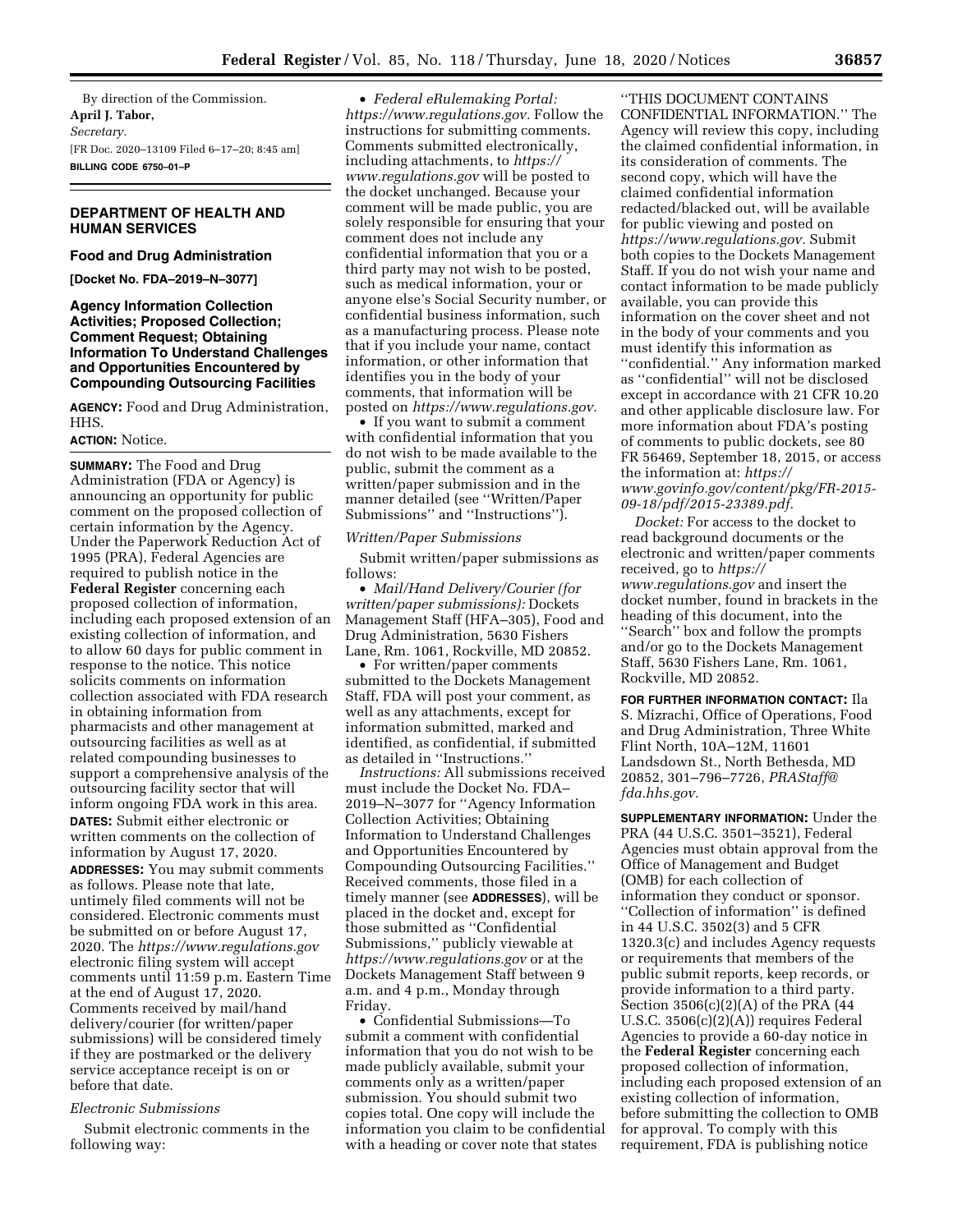By direction of the Commission.

**April J. Tabor,**

*Secretary.*

[FR Doc. 2020–13109 Filed 6–17–20; 8:45 am]

**BILLING CODE 6750–01–P**

## DEPARTMENT OF HEALTH AND HUMAN SERVICES

### Food and Drug Administration

**[Docket No. FDA–2019–N–3077]**

### Agency Information Collection Activities; Proposed Collection; Comment Request; Obtaining Information To Understand Challenges and Opportunities Encountered by Compounding Outsourcing Facilities

**AGENCY:** Food and Drug Administration, HHS.

**ACTION:** Notice.

**SUMMARY:** The Food and Drug Administration (FDA or Agency) is announcing an opportunity for public comment on the proposed collection of certain information by the Agency. Under the Paperwork Reduction Act of 1995 (PRA), Federal Agencies are required to publish notice in the **Federal Register** concerning each proposed collection of information, including each proposed extension of an existing collection of information, and to allow 60 days for public comment in response to the notice. This notice solicits comments on information collection associated with FDA research in obtaining information from pharmacists and other management at outsourcing facilities as well as at related compounding businesses to support a comprehensive analysis of the outsourcing facility sector that will inform ongoing FDA work in this area.

**DATES:** Submit either electronic or written comments on the collection of information by August 17, 2020.

**ADDRESSES:** You may submit comments as follows. Please note that late, untimely filed comments will not be considered. Electronic comments must be submitted on or before August 17, 2020. The *https://www.regulations.gov* electronic filing system will accept comments until 11:59 p.m. Eastern Time at the end of August 17, 2020. Comments received by mail/hand delivery/courier (for written/paper submissions) will be considered timely if they are postmarked or the delivery service acceptance receipt is on or before that date.

*Electronic Submissions*

Submit electronic comments in the following way:

- *Federal eRulemaking Portal: https://www.regulations.gov.* Follow the instructions for submitting comments. Comments submitted electronically, including attachments, to *https://www.regulations.gov* will be posted to the docket unchanged. Because your comment will be made public, you are solely responsible for ensuring that your comment does not include any confidential information that you or a third party may not wish to be posted, such as medical information, your or anyone else's Social Security number, or confidential business information, such as a manufacturing process. Please note that if you include your name, contact information, or other information that identifies you in the body of your comments, that information will be posted on *https://www.regulations.gov.*
- If you want to submit a comment with confidential information that you do not wish to be made available to the public, submit the comment as a written/paper submission and in the manner detailed (see ''Written/Paper Submissions'' and ''Instructions'').

*Written/Paper Submissions*

Submit written/paper submissions as follows:

- *Mail/Hand Delivery/Courier (for written/paper submissions):* Dockets Management Staff (HFA–305), Food and Drug Administration, 5630 Fishers Lane, Rm. 1061, Rockville, MD 20852.
- For written/paper comments submitted to the Dockets Management Staff, FDA will post your comment, as well as any attachments, except for information submitted, marked and identified, as confidential, if submitted as detailed in ''Instructions.''

*Instructions:* All submissions received must include the Docket No. FDA–2019–N–3077 for ''Agency Information Collection Activities; Obtaining Information to Understand Challenges and Opportunities Encountered by Compounding Outsourcing Facilities.'' Received comments, those filed in a timely manner (see **ADDRESSES**), will be placed in the docket and, except for those submitted as ''Confidential Submissions,'' publicly viewable at *https://www.regulations.gov* or at the Dockets Management Staff between 9 a.m. and 4 p.m., Monday through Friday.

- Confidential Submissions—To submit a comment with confidential information that you do not wish to be made publicly available, submit your comments only as a written/paper submission. You should submit two copies total. One copy will include the information you claim to be confidential with a heading or cover note that states ''THIS DOCUMENT CONTAINS CONFIDENTIAL INFORMATION.'' The Agency will review this copy, including the claimed confidential information, in its consideration of comments. The second copy, which will have the claimed confidential information redacted/blacked out, will be available for public viewing and posted on *https://www.regulations.gov.* Submit both copies to the Dockets Management Staff. If you do not wish your name and contact information to be made publicly available, you can provide this information on the cover sheet and not in the body of your comments and you must identify this information as ''confidential.'' Any information marked as ''confidential'' will not be disclosed except in accordance with 21 CFR 10.20 and other applicable disclosure law. For more information about FDA's posting of comments to public dockets, see 80 FR 56469, September 18, 2015, or access the information at: *https://www.govinfo.gov/content/pkg/FR-2015-09-18/pdf/2015-23389.pdf.*

*Docket:* For access to the docket to read background documents or the electronic and written/paper comments received, go to *https://www.regulations.gov* and insert the docket number, found in brackets in the heading of this document, into the ''Search'' box and follow the prompts and/or go to the Dockets Management Staff, 5630 Fishers Lane, Rm. 1061, Rockville, MD 20852.

**FOR FURTHER INFORMATION CONTACT:** Ila S. Mizrachi, Office of Operations, Food and Drug Administration, Three White Flint North, 10A–12M, 11601 Landsdown St., North Bethesda, MD 20852, 301–796–7726, *PRAStaff@fda.hhs.gov.*

**SUPPLEMENTARY INFORMATION:** Under the PRA (44 U.S.C. 3501–3521), Federal Agencies must obtain approval from the Office of Management and Budget (OMB) for each collection of information they conduct or sponsor. ''Collection of information'' is defined in 44 U.S.C. 3502(3) and 5 CFR 1320.3(c) and includes Agency requests or requirements that members of the public submit reports, keep records, or provide information to a third party. Section 3506(c)(2)(A) of the PRA (44 U.S.C. 3506(c)(2)(A)) requires Federal Agencies to provide a 60-day notice in the **Federal Register** concerning each proposed collection of information, including each proposed extension of an existing collection of information, before submitting the collection to OMB for approval. To comply with this requirement, FDA is publishing notice